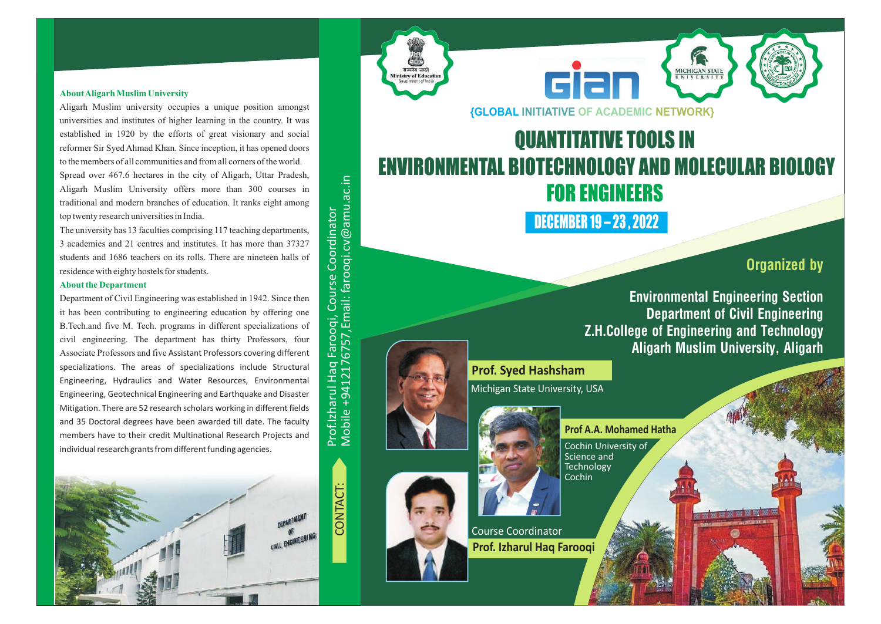### About Aligarh Muslim University

Aligarh Muslim university occupies a unique position amongst universities and institutes of higher learning in the country. It was established in 1920 by the efforts of great visionary and social reformer Sir Syed Ahmad Khan. Since inception, it has opened doors to the members of all communities and from all corners of the world. Spread over 467.6 hectares in the city of Aligarh, Uttar Pradesh, Aligarh Muslim University offers more than 300 courses in traditional and modern branches of education. It ranks eight among top twenty research universities in India.

The university has 13 faculties comprising 117 teaching departments, 3 academies and 21 centres and institutes. It has more than 37327 students and 1686 teachers on its rolls. There are nineteen halls of residence with eighty hostels for students.

### About the Department

Department of Civil Engineering was established in 1942. Since then it has been contributing to engineering education by offering one B.Tech.and five M. Tech. programs in different specializations of civil engineering. The department has thirty Professors, four Associate Professors and five Assistant Professors covering different specializations. The areas of specializations include Structural Engineering, Hydraulics and Water Resources, Environmental Engineering, Geotechnical Engineering and Earthquake and Disaster Mitigation. There are 52 research scholars working in different fields and 35 Doctoral degrees have been awarded till date. The faculty members have to their credit Multinational Research Projects and individual research grants from different funding agencies.

CONTACT: Prof.Izharul Haq Farooqi, Course Coordinator
Mobile +9412176757, Email: farooqi.cv@amu.ac.in

Ministry of Education, Government of India

GIAN

{GLOBAL INITIATIVE OF ACADEMIC NETWORK}

# QUANTITATIVE TOOLS IN ENVIRONMENTAL BIOTECHNOLOGY AND MOLECULAR BIOLOGY FOR ENGINEERS

**DECEMBER 19 – 23, 2022**

## Organized by

**Environmental Engineering Section**
**Department of Civil Engineering**
**Z.H.College of Engineering and Technology**
**Aligarh Muslim University, Aligarh**

**Prof. Syed Hashsham**
Michigan State University, USA

**Prof A.A. Mohamed Hatha**
Cochin University of Science and Technology Cochin

Course Coordinator
**Prof. Izharul Haq Farooqi**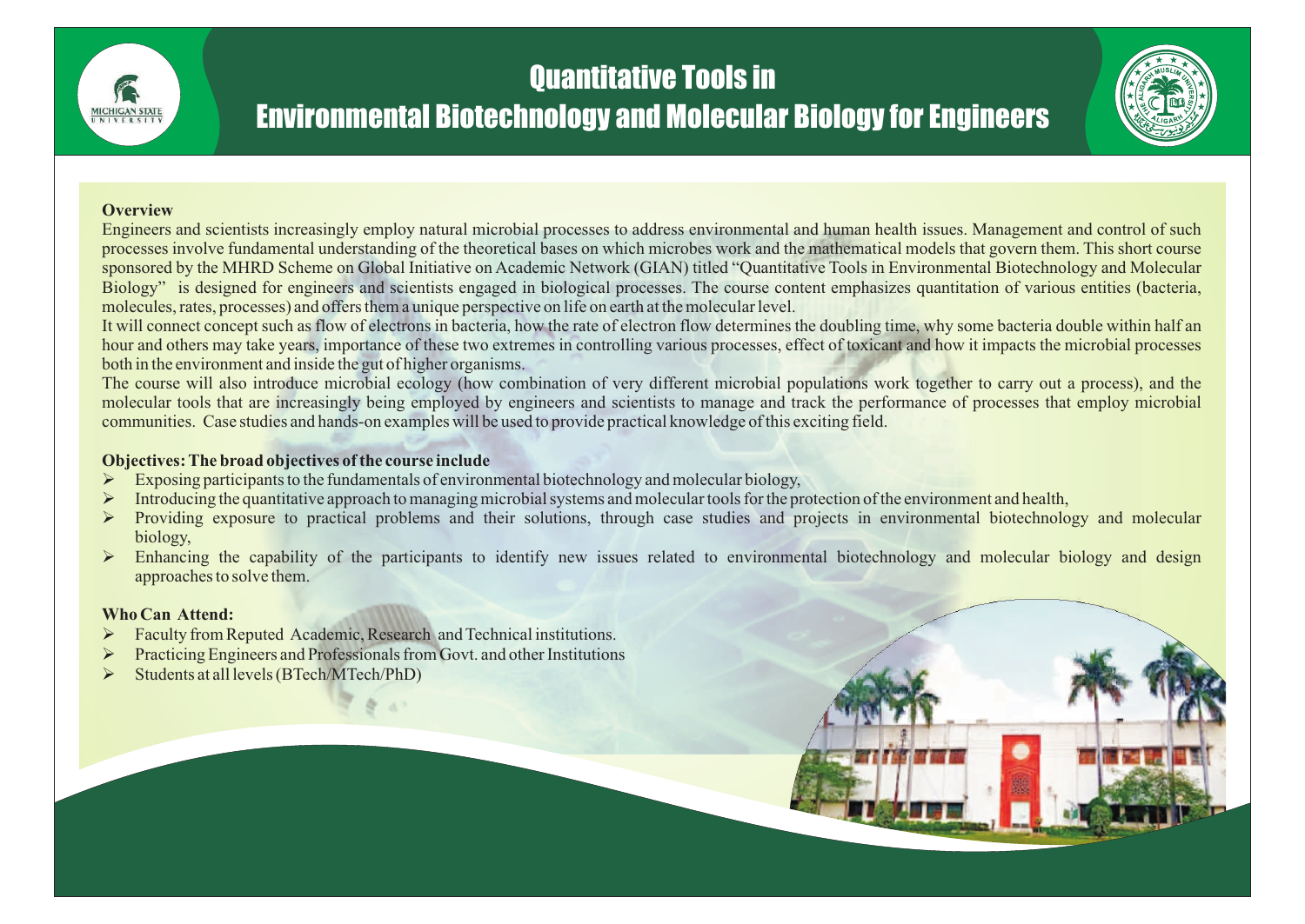# Quantitative Tools in Environmental Biotechnology and Molecular Biology for Engineers

**Overview**

Engineers and scientists increasingly employ natural microbial processes to address environmental and human health issues. Management and control of such processes involve fundamental understanding of the theoretical bases on which microbes work and the mathematical models that govern them. This short course sponsored by the MHRD Scheme on Global Initiative on Academic Network (GIAN) titled "Quantitative Tools in Environmental Biotechnology and Molecular Biology" is designed for engineers and scientists engaged in biological processes. The course content emphasizes quantitation of various entities (bacteria, molecules, rates, processes) and offers them a unique perspective on life on earth at the molecular level.

It will connect concept such as flow of electrons in bacteria, how the rate of electron flow determines the doubling time, why some bacteria double within half an hour and others may take years, importance of these two extremes in controlling various processes, effect of toxicant and how it impacts the microbial processes both in the environment and inside the gut of higher organisms.

The course will also introduce microbial ecology (how combination of very different microbial populations work together to carry out a process), and the molecular tools that are increasingly being employed by engineers and scientists to manage and track the performance of processes that employ microbial communities. Case studies and hands-on examples will be used to provide practical knowledge of this exciting field.

**Objectives: The broad objectives of the course include**

- Exposing participants to the fundamentals of environmental biotechnology and molecular biology,
- Introducing the quantitative approach to managing microbial systems and molecular tools for the protection of the environment and health,
- Providing exposure to practical problems and their solutions, through case studies and projects in environmental biotechnology and molecular biology,
- Enhancing the capability of the participants to identify new issues related to environmental biotechnology and molecular biology and design approaches to solve them.

**Who Can Attend:**

- Faculty from Reputed Academic, Research and Technical institutions.
- Practicing Engineers and Professionals from Govt. and other Institutions
- Students at all levels (BTech/MTech/PhD)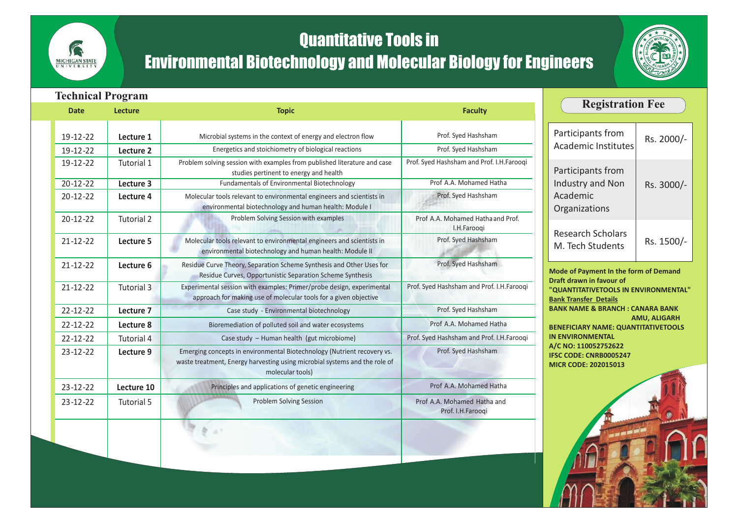# Quantitative Tools in Environmental Biotechnology and Molecular Biology for Engineers

## Technical Program

| Date | Lecture | Topic | Faculty |
|---|---|---|---|
| 19-12-22 | **Lecture 1** | Microbial systems in the context of energy and electron flow | Prof. Syed Hashsham |
| 19-12-22 | **Lecture 2** | Energetics and stoichiometry of biological reactions | Prof. Syed Hashsham |
| 19-12-22 | Tutorial 1 | Problem solving session with examples from published literature and case studies pertinent to energy and health | Prof. Syed Hashsham and Prof. I.H.Farooqi |
| 20-12-22 | **Lecture 3** | Fundamentals of Environmental Biotechnology | Prof A.A. Mohamed Hatha |
| 20-12-22 | **Lecture 4** | Molecular tools relevant to environmental engineers and scientists in environmental biotechnology and human health: Module I | Prof. Syed Hashsham |
| 20-12-22 | Tutorial 2 | Problem Solving Session with examples | Prof A.A. Mohamed Hatha and Prof. I.H.Farooqi |
| 21-12-22 | **Lecture 5** | Molecular tools relevant to environmental engineers and scientists in environmental biotechnology and human health: Module II | Prof. Syed Hashsham |
| 21-12-22 | **Lecture 6** | Residue Curve Theory, Separation Scheme Synthesis and Other Uses for Residue Curves, Opportunistic Separation Scheme Synthesis | Prof. Syed Hashsham |
| 21-12-22 | Tutorial 3 | Experimental session with examples: Primer/probe design, experimental approach for making use of molecular tools for a given objective | Prof. Syed Hashsham and Prof. I.H.Farooqi |
| 22-12-22 | **Lecture 7** | Case study - Environmental biotechnology | Prof. Syed Hashsham |
| 22-12-22 | **Lecture 8** | Bioremediation of polluted soil and water ecosystems | Prof A.A. Mohamed Hatha |
| 22-12-22 | Tutorial 4 | Case study – Human health (gut microbiome) | Prof. Syed Hashsham and Prof. I.H.Farooqi |
| 23-12-22 | **Lecture 9** | Emerging concepts in environmental Biotechnology (Nutrient recovery vs. waste treatment, Energy harvesting using microbial systems and the role of molecular tools) | Prof. Syed Hashsham |
| 23-12-22 | **Lecture 10** | Principles and applications of genetic engineering | Prof A.A. Mohamed Hatha |
| 23-12-22 | Tutorial 5 | Problem Solving Session | Prof A.A. Mohamed Hatha and Prof. I.H.Farooqi |

## Registration Fee

| Participants | Fee |
|---|---|
| Participants from Academic Institutes | Rs. 2000/- |
| Participants from Industry and Non Academic Organizations | Rs. 3000/- |
| Research Scholars M. Tech Students | Rs. 1500/- |

**Mode of Payment In the form of Demand Draft drawn in favour of "QUANTITATIVETOOLS IN ENVIRONMENTAL"**

**Bank Transfer Details**

**BANK NAME & BRANCH : CANARA BANK AMU, ALIGARH**

**BENEFICIARY NAME: QUANTITATIVETOOLS IN ENVIRONMENTAL**

**A/C NO: 110052752622**

**IFSC CODE: CNRB0005247**

**MICR CODE: 202015013**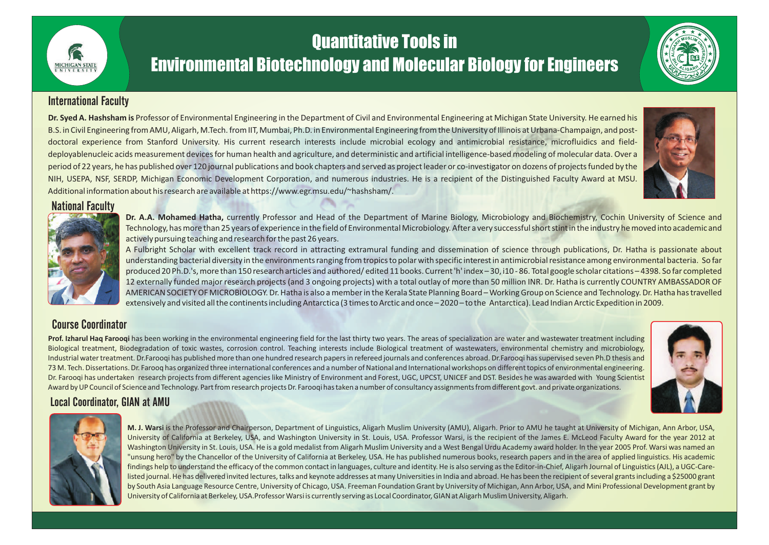# Quantitative Tools in Environmental Biotechnology and Molecular Biology for Engineers

## International Faculty

**Dr. Syed A. Hashsham is** Professor of Environmental Engineering in the Department of Civil and Environmental Engineering at Michigan State University. He earned his B.S. in Civil Engineering from AMU, Aligarh, M.Tech. from IIT, Mumbai, Ph.D. in Environmental Engineering from the University of Illinois at Urbana-Champaign, and post-doctoral experience from Stanford University. His current research interests include microbial ecology and antimicrobial resistance, microfluidics and field-deployablenucleic acids measurement devices for human health and agriculture, and deterministic and artificial intelligence-based modeling of molecular data. Over a period of 22 years, he has published over 120 journal publications and book chapters and served as project leader or co-investigator on dozens of projects funded by the NIH, USEPA, NSF, SERDP, Michigan Economic Development Corporation, and numerous industries. He is a recipient of the Distinguished Faculty Award at MSU. Additional information about his research are available at https://www.egr.msu.edu/~hashsham/.

## National Faculty

**Dr. A.A. Mohamed Hatha,** currently Professor and Head of the Department of Marine Biology, Microbiology and Biochemistry, Cochin University of Science and Technology, has more than 25 years of experience in the field of Environmental Microbiology. After a very successful short stint in the industry he moved into academic and actively pursuing teaching and research for the past 26 years.

A Fulbright Scholar with excellent track record in attracting extramural funding and dissemination of science through publications, Dr. Hatha is passionate about understanding bacterial diversity in the environments ranging from tropics to polar with specific interest in antimicrobial resistance among environmental bacteria. So far produced 20 Ph.D.'s, more than 150 research articles and authored/ edited 11 books. Current 'h' index – 30, i10 - 86. Total google scholar citations – 4398. So far completed 12 externally funded major research projects (and 3 ongoing projects) with a total outlay of more than 50 million INR. Dr. Hatha is currently COUNTRY AMBASSADOR OF AMERICAN SOCIETY OF MICROBIOLOGY. Dr. Hatha is also a member in the Kerala State Planning Board – Working Group on Science and Technology. Dr. Hatha has travelled extensively and visited all the continents including Antarctica (3 times to Arctic and once – 2020 – to the Antarctica). Lead Indian Arctic Expedition in 2009.

## Course Coordinator

**Prof. Izharul Haq Farooqi** has been working in the environmental engineering field for the last thirty two years. The areas of specialization are water and wastewater treatment including Biological treatment, Biodegradation of toxic wastes, corrosion control. Teaching interests include Biological treatment of wastewaters, environmental chemistry and microbiology, Industrial water treatment. Dr.Farooqi has published more than one hundred research papers in refereed journals and conferences abroad. Dr.Farooqi has supervised seven Ph.D thesis and 73 M. Tech. Dissertations. Dr. Farooq has organized three international conferences and a number of National and International workshops on different topics of environmental engineering. Dr. Farooqi has undertaken research projects from different agencies like Ministry of Environment and Forest, UGC, UPCST, UNICEF and DST. Besides he was awarded with Young Scientist Award by UP Council of Science and Technology. Part from research projects Dr. Farooqi has taken a number of consultancy assignments from different govt. and private organizations.

## Local Coordinator, GIAN at AMU

**M. J. Warsi** is the Professor and Chairperson, Department of Linguistics, Aligarh Muslim University (AMU), Aligarh. Prior to AMU he taught at University of Michigan, Ann Arbor, USA, University of California at Berkeley, USA, and Washington University in St. Louis, USA. Professor Warsi, is the recipient of the James E. McLeod Faculty Award for the year 2012 at Washington University in St. Louis, USA. He is a gold medalist from Aligarh Muslim University and a West Bengal Urdu Academy award holder. In the year 2005 Prof. Warsi was named an "unsung hero" by the Chancellor of the University of California at Berkeley, USA. He has published numerous books, research papers and in the area of applied linguistics. His academic findings help to understand the efficacy of the common contact in languages, culture and identity. He is also serving as the Editor-in-Chief, Aligarh Journal of Linguistics (AJL), a UGC-Care-listed journal. He has delivered invited lectures, talks and keynote addresses at many Universities in India and abroad. He has been the recipient of several grants including a $25000 grant by South Asia Language Resource Centre, University of Chicago, USA. Freeman Foundation Grant by University of Michigan, Ann Arbor, USA, and Mini Professional Development grant by University of California at Berkeley, USA.Professor Warsi is currently serving as Local Coordinator, GIAN at Aligarh Muslim University, Aligarh.